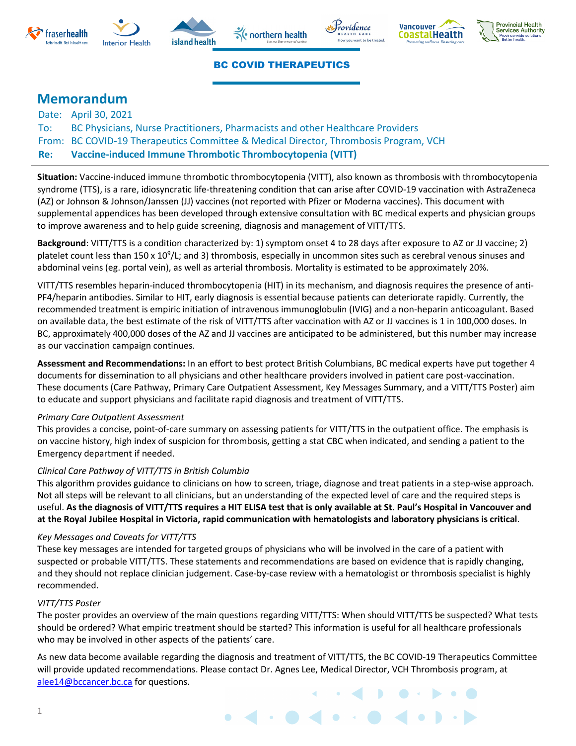BC COVID THERAPEUTICS

# Memorandum

Date: April 30, 2021

To: BC Physicians, Nurse Practitioners, Pharmacists and other Healthcare Providers

From: BC COVID-19 Therapeutics Committee & Medical Director, Thrombosis Program, VCH

**Re: Vaccine-induced Immune Thrombotic Thrombocytopenia (VITT)**

**Situation:** Vaccine-induced immune thrombotic thrombocytopenia (VITT), also known as thrombosis with thrombocytopenia syndrome (TTS), is a rare, idiosyncratic life-threatening condition that can arise after COVID-19 vaccination with AstraZeneca (AZ) or Johnson & Johnson/Janssen (JJ) vaccines (not reported with Pfizer or Moderna vaccines). This document with supplemental appendices has been developed through extensive consultation with BC medical experts and physician groups to improve awareness and to help guide screening, diagnosis and management of VITT/TTS.

**Background**: VITT/TTS is a condition characterized by: 1) symptom onset 4 to 28 days after exposure to AZ or JJ vaccine; 2) platelet count less than $150 \times 10^9$/L; and 3) thrombosis, especially in uncommon sites such as cerebral venous sinuses and abdominal veins (eg. portal vein), as well as arterial thrombosis. Mortality is estimated to be approximately 20%.

VITT/TTS resembles heparin-induced thrombocytopenia (HIT) in its mechanism, and diagnosis requires the presence of anti-PF4/heparin antibodies. Similar to HIT, early diagnosis is essential because patients can deteriorate rapidly. Currently, the recommended treatment is empiric initiation of intravenous immunoglobulin (IVIG) and a non-heparin anticoagulant. Based on available data, the best estimate of the risk of VITT/TTS after vaccination with AZ or JJ vaccines is 1 in 100,000 doses. In BC, approximately 400,000 doses of the AZ and JJ vaccines are anticipated to be administered, but this number may increase as our vaccination campaign continues.

**Assessment and Recommendations:** In an effort to best protect British Columbians, BC medical experts have put together 4 documents for dissemination to all physicians and other healthcare providers involved in patient care post-vaccination. These documents (Care Pathway, Primary Care Outpatient Assessment, Key Messages Summary, and a VITT/TTS Poster) aim to educate and support physicians and facilitate rapid diagnosis and treatment of VITT/TTS.

*Primary Care Outpatient Assessment*

This provides a concise, point-of-care summary on assessing patients for VITT/TTS in the outpatient office. The emphasis is on vaccine history, high index of suspicion for thrombosis, getting a stat CBC when indicated, and sending a patient to the Emergency department if needed.

*Clinical Care Pathway of VITT/TTS in British Columbia*

This algorithm provides guidance to clinicians on how to screen, triage, diagnose and treat patients in a step-wise approach. Not all steps will be relevant to all clinicians, but an understanding of the expected level of care and the required steps is useful. **As the diagnosis of VITT/TTS requires a HIT ELISA test that is only available at St. Paul's Hospital in Vancouver and at the Royal Jubilee Hospital in Victoria, rapid communication with hematologists and laboratory physicians is critical**.

*Key Messages and Caveats for VITT/TTS*

These key messages are intended for targeted groups of physicians who will be involved in the care of a patient with suspected or probable VITT/TTS. These statements and recommendations are based on evidence that is rapidly changing, and they should not replace clinician judgement. Case-by-case review with a hematologist or thrombosis specialist is highly recommended.

*VITT/TTS Poster*

The poster provides an overview of the main questions regarding VITT/TTS: When should VITT/TTS be suspected? What tests should be ordered? What empiric treatment should be started? This information is useful for all healthcare professionals who may be involved in other aspects of the patients' care.

As new data become available regarding the diagnosis and treatment of VITT/TTS, the BC COVID-19 Therapeutics Committee will provide updated recommendations. Please contact Dr. Agnes Lee, Medical Director, VCH Thrombosis program, at alee14@bccancer.bc.ca for questions.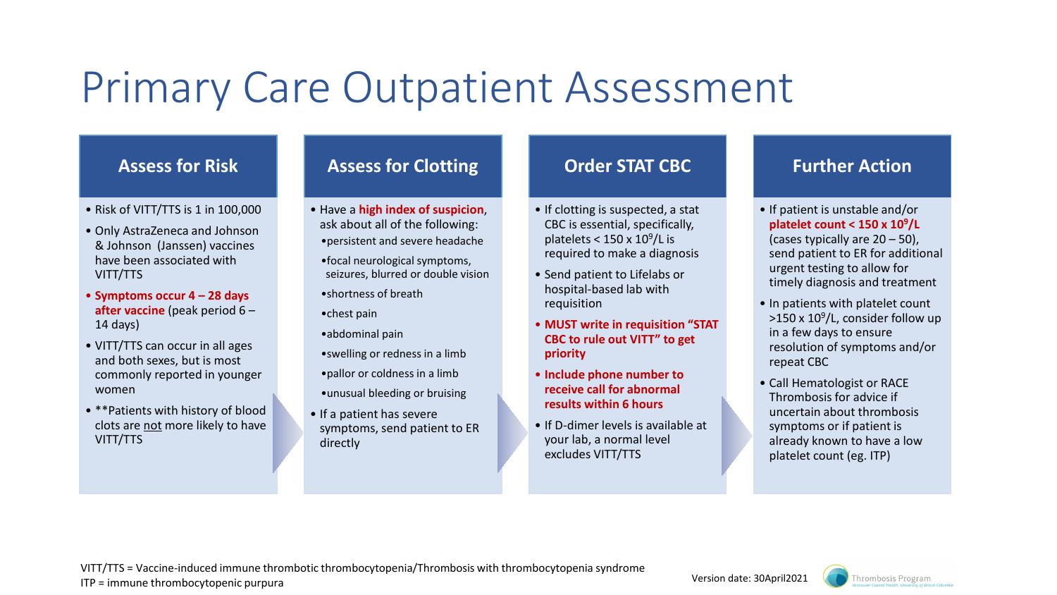# Primary Care Outpatient Assessment

## Assess for Risk

- Risk of VITT/TTS is 1 in 100,000
- Only AstraZeneca and Johnson & Johnson (Janssen) vaccines have been associated with VITT/TTS
- **Symptoms occur 4 – 28 days after vaccine** (peak period 6 – 14 days)
- VITT/TTS can occur in all ages and both sexes, but is most commonly reported in younger women
- **Patients with history of blood clots are not more likely to have VITT/TTS

## Assess for Clotting

- Have a **high index of suspicion**, ask about all of the following:
  - persistent and severe headache
  - focal neurological symptoms, seizures, blurred or double vision
  - shortness of breath
  - chest pain
  - abdominal pain
  - swelling or redness in a limb
  - pallor or coldness in a limb
  - unusual bleeding or bruising
- If a patient has severe symptoms, send patient to ER directly

## Order STAT CBC

- If clotting is suspected, a stat CBC is essential, specifically, platelets < 150 x $10^9$/L is required to make a diagnosis
- Send patient to Lifelabs or hospital-based lab with requisition
- **MUST write in requisition "STAT CBC to rule out VITT" to get priority**
- **Include phone number to receive call for abnormal results within 6 hours**
- If D-dimer levels is available at your lab, a normal level excludes VITT/TTS

## Further Action

- If patient is unstable and/or **platelet count < 150 x $10^9$/L** (cases typically are 20 – 50), send patient to ER for additional urgent testing to allow for timely diagnosis and treatment
- In patients with platelet count >150 x $10^9$/L, consider follow up in a few days to ensure resolution of symptoms and/or repeat CBC
- Call Hematologist or RACE Thrombosis for advice if uncertain about thrombosis symptoms or if patient is already known to have a low platelet count (eg. ITP)

VITT/TTS = Vaccine-induced immune thrombotic thrombocytopenia/Thrombosis with thrombocytopenia syndrome
ITP = immune thrombocytopenic purpura

Version date: 30April2021

Thrombosis Program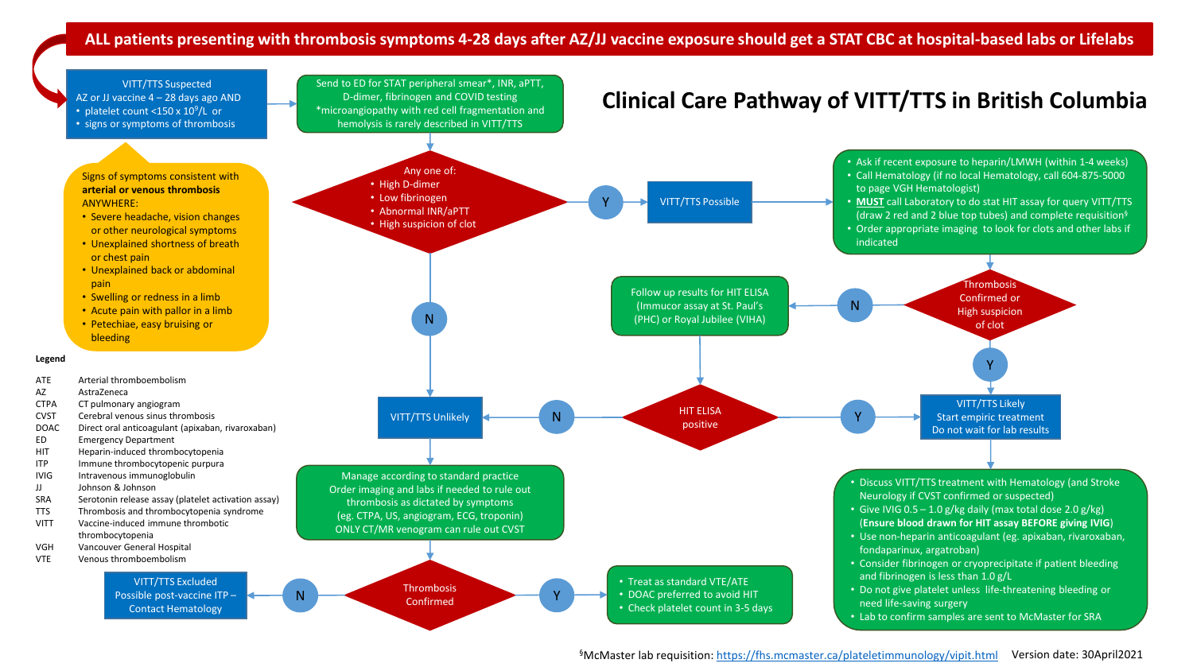# Clinical Care Pathway of VITT/TTS in British Columbia

**ALL patients presenting with thrombosis symptoms 4-28 days after AZ/JJ vaccine exposure should get a STAT CBC at hospital-based labs or Lifelabs**

**VITT/TTS Suspected**

AZ or JJ vaccine 4 – 28 days ago AND
- platelet count <150 x $10^9$/L or
- signs or symptoms of thrombosis

Signs of symptoms consistent with **arterial or venous thrombosis** ANYWHERE:
- Severe headache, vision changes or other neurological symptoms
- Unexplained shortness of breath or chest pain
- Unexplained back or abdominal pain
- Swelling or redness in a limb
- Acute pain with pallor in a limb
- Petechiae, easy bruising or bleeding

→ Send to ED for STAT peripheral smear*, INR, aPTT, D-dimer, fibrinogen and COVID testing
*microangiopathy with red cell fragmentation and hemolysis is rarely described in VITT/TTS

→ **Any one of:**
- High D-dimer
- Low fibrinogen
- Abnormal INR/aPTT
- High suspicion of clot

**Y → VITT/TTS Possible**
- Ask if recent exposure to heparin/LMWH (within 1-4 weeks)
- Call Hematology (if no local Hematology, call 604-875-5000 to page VGH Hematologist)
- **MUST** call Laboratory to do stat HIT assay for query VITT/TTS (draw 2 red and 2 blue top tubes) and complete requisition[§]
- Order appropriate imaging to look for clots and other labs if indicated

→ **Thrombosis Confirmed or High suspicion of clot**
- **Y → VITT/TTS Likely**
  Start empiric treatment
  Do not wait for lab results
- **N →** Follow up results for HIT ELISA (Immucor assay at St. Paul's (PHC) or Royal Jubilee (VIHA))
  → **HIT ELISA positive**
  - **Y → VITT/TTS Likely**
  - **N → VITT/TTS Unlikely**

**VITT/TTS Likely →**
- Discuss VITT/TTS treatment with Hematology (and Stroke Neurology if CVST confirmed or suspected)
- Give IVIG 0.5 – 1.0 g/kg daily (max total dose 2.0 g/kg) (**Ensure blood drawn for HIT assay BEFORE giving IVIG**)
- Use non-heparin anticoagulant (eg. apixaban, rivaroxaban, fondaparinux, argatroban)
- Consider fibrinogen or cryoprecipitate if patient bleeding and fibrinogen is less than 1.0 g/L
- Do not give platelet unless life-threatening bleeding or need life-saving surgery
- Lab to confirm samples are sent to McMaster for SRA

**N (Any one of) → VITT/TTS Unlikely**

→ Manage according to standard practice
Order imaging and labs if needed to rule out thrombosis as dictated by symptoms
(eg. CTPA, US, angiogram, ECG, troponin)
ONLY CT/MR venogram can rule out CVST

→ **Thrombosis Confirmed**
- **Y →**
  - Treat as standard VTE/ATE
  - DOAC preferred to avoid HIT
  - Check platelet count in 3-5 days
- **N → VITT/TTS Excluded**
  Possible post-vaccine ITP – Contact Hematology

**Legend**

| | |
|---|---|
| ATE | Arterial thromboembolism |
| AZ | AstraZeneca |
| CTPA | CT pulmonary angiogram |
| CVST | Cerebral venous sinus thrombosis |
| DOAC | Direct oral anticoagulant (apixaban, rivaroxaban) |
| ED | Emergency Department |
| HIT | Heparin-induced thrombocytopenia |
| ITP | Immune thrombocytopenic purpura |
| IVIG | Intravenous immunoglobulin |
| JJ | Johnson & Johnson |
| SRA | Serotonin release assay (platelet activation assay) |
| TTS | Thrombosis and thrombocytopenia syndrome |
| VITT | Vaccine-induced immune thrombotic thrombocytopenia |
| VGH | Vancouver General Hospital |
| VTE | Venous thromboembolism |

[§]McMaster lab requisition: https://fhs.mcmaster.ca/plateletimmunology/vipit.html

Version date: 30April2021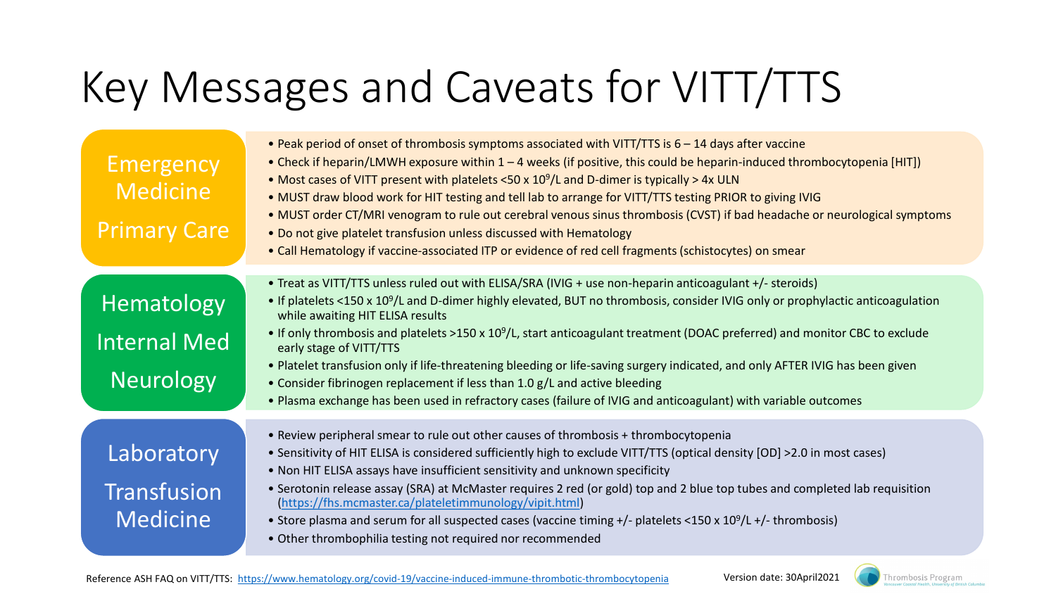# Key Messages and Caveats for VITT/TTS

## Emergency Medicine / Primary Care

- Peak period of onset of thrombosis symptoms associated with VITT/TTS is 6 – 14 days after vaccine
- Check if heparin/LMWH exposure within 1 – 4 weeks (if positive, this could be heparin-induced thrombocytopenia [HIT])
- Most cases of VITT present with platelets <50 x $10^9$/L and D-dimer is typically > 4x ULN
- MUST draw blood work for HIT testing and tell lab to arrange for VITT/TTS testing PRIOR to giving IVIG
- MUST order CT/MRI venogram to rule out cerebral venous sinus thrombosis (CVST) if bad headache or neurological symptoms
- Do not give platelet transfusion unless discussed with Hematology
- Call Hematology if vaccine-associated ITP or evidence of red cell fragments (schistocytes) on smear

## Hematology / Internal Med / Neurology

- Treat as VITT/TTS unless ruled out with ELISA/SRA (IVIG + use non-heparin anticoagulant +/- steroids)
- If platelets <150 x $10^9$/L and D-dimer highly elevated, BUT no thrombosis, consider IVIG only or prophylactic anticoagulation while awaiting HIT ELISA results
- If only thrombosis and platelets >150 x $10^9$/L, start anticoagulant treatment (DOAC preferred) and monitor CBC to exclude early stage of VITT/TTS
- Platelet transfusion only if life-threatening bleeding or life-saving surgery indicated, and only AFTER IVIG has been given
- Consider fibrinogen replacement if less than 1.0 g/L and active bleeding
- Plasma exchange has been used in refractory cases (failure of IVIG and anticoagulant) with variable outcomes

## Laboratory / Transfusion Medicine

- Review peripheral smear to rule out other causes of thrombosis + thrombocytopenia
- Sensitivity of HIT ELISA is considered sufficiently high to exclude VITT/TTS (optical density [OD] >2.0 in most cases)
- Non HIT ELISA assays have insufficient sensitivity and unknown specificity
- Serotonin release assay (SRA) at McMaster requires 2 red (or gold) top and 2 blue top tubes and completed lab requisition (https://fhs.mcmaster.ca/plateletimmunology/vipit.html)
- Store plasma and serum for all suspected cases (vaccine timing +/- platelets <150 x $10^9$/L +/- thrombosis)
- Other thrombophilia testing not required nor recommended

Reference ASH FAQ on VITT/TTS: https://www.hematology.org/covid-19/vaccine-induced-immune-thrombotic-thrombocytopenia

Version date: 30April2021

Thrombosis Program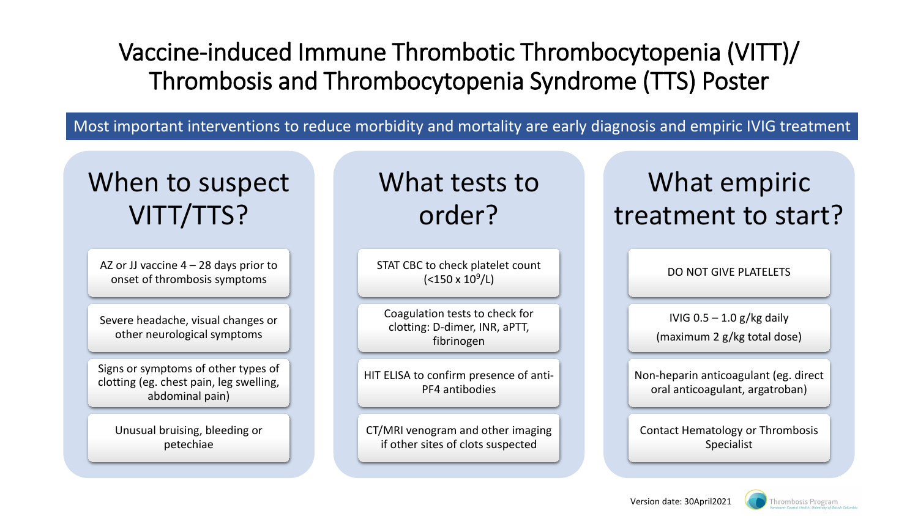# Vaccine-induced Immune Thrombotic Thrombocytopenia (VITT)/ Thrombosis and Thrombocytopenia Syndrome (TTS) Poster

**Most important interventions to reduce morbidity and mortality are early diagnosis and empiric IVIG treatment**

## When to suspect VITT/TTS?

- AZ or JJ vaccine 4 – 28 days prior to onset of thrombosis symptoms
- Severe headache, visual changes or other neurological symptoms
- Signs or symptoms of other types of clotting (eg. chest pain, leg swelling, abdominal pain)
- Unusual bruising, bleeding or petechiae

## What tests to order?

- STAT CBC to check platelet count ($<150 \times 10^9$/L)
- Coagulation tests to check for clotting: D-dimer, INR, aPTT, fibrinogen
- HIT ELISA to confirm presence of anti-PF4 antibodies
- CT/MRI venogram and other imaging if other sites of clots suspected

## What empiric treatment to start?

- DO NOT GIVE PLATELETS
- IVIG 0.5 – 1.0 g/kg daily (maximum 2 g/kg total dose)
- Non-heparin anticoagulant (eg. direct oral anticoagulant, argatroban)
- Contact Hematology or Thrombosis Specialist

Version date: 30April2021

Thrombosis Program
Vancouver Coastal Health, University of British Columbia